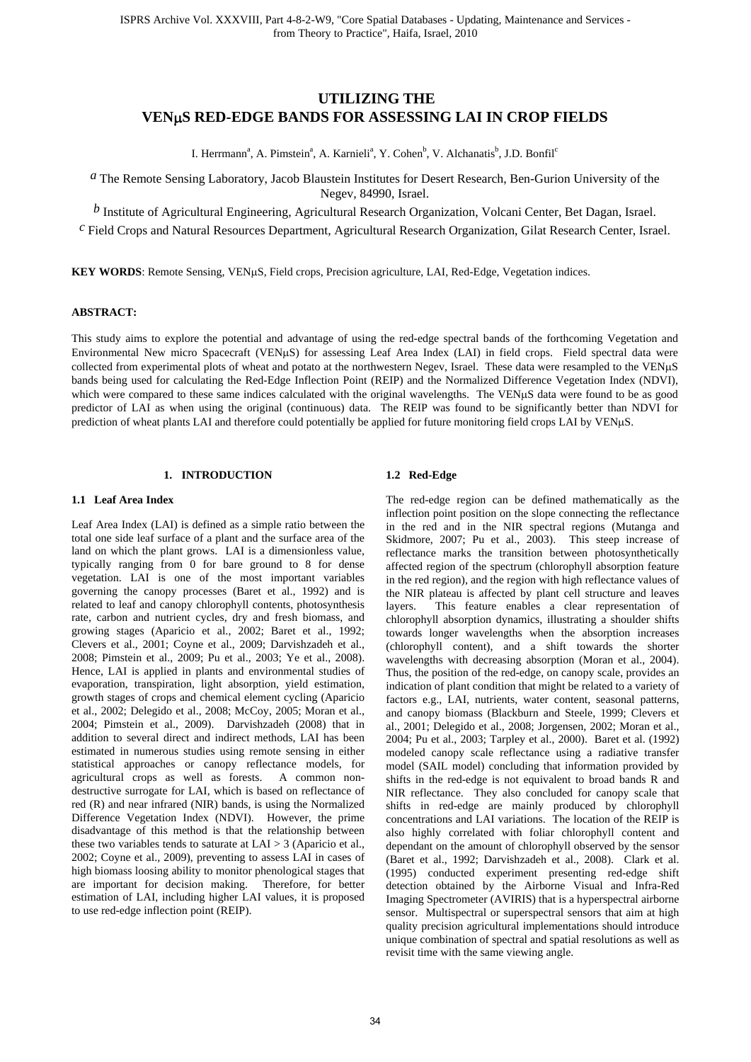# UTILIZING THE VENμS RED-EDGE BANDS FOR ASSESSING LAI IN CROP FIELDS

I. Herrmann[a], A. Pimstein[a], A. Karnieli[a], Y. Cohen[b], V. Alchanatis[b], J.D. Bonfil[c]

[a] The Remote Sensing Laboratory, Jacob Blaustein Institutes for Desert Research, Ben-Gurion University of the Negev, 84990, Israel.

[b] Institute of Agricultural Engineering, Agricultural Research Organization, Volcani Center, Bet Dagan, Israel.

[c] Field Crops and Natural Resources Department, Agricultural Research Organization, Gilat Research Center, Israel.

**KEY WORDS**: Remote Sensing, VENμS, Field crops, Precision agriculture, LAI, Red-Edge, Vegetation indices.

**ABSTRACT:**

This study aims to explore the potential and advantage of using the red-edge spectral bands of the forthcoming Vegetation and Environmental New micro Spacecraft (VENμS) for assessing Leaf Area Index (LAI) in field crops. Field spectral data were collected from experimental plots of wheat and potato at the northwestern Negev, Israel. These data were resampled to the VENμS bands being used for calculating the Red-Edge Inflection Point (REIP) and the Normalized Difference Vegetation Index (NDVI), which were compared to these same indices calculated with the original wavelengths. The VENμS data were found to be as good predictor of LAI as when using the original (continuous) data. The REIP was found to be significantly better than NDVI for prediction of wheat plants LAI and therefore could potentially be applied for future monitoring field crops LAI by VENμS.

## 1. INTRODUCTION

### 1.1 Leaf Area Index

Leaf Area Index (LAI) is defined as a simple ratio between the total one side leaf surface of a plant and the surface area of the land on which the plant grows. LAI is a dimensionless value, typically ranging from 0 for bare ground to 8 for dense vegetation. LAI is one of the most important variables governing the canopy processes (Baret et al., 1992) and is related to leaf and canopy chlorophyll contents, photosynthesis rate, carbon and nutrient cycles, dry and fresh biomass, and growing stages (Aparicio et al., 2002; Baret et al., 1992; Clevers et al., 2001; Coyne et al., 2009; Darvishzadeh et al., 2008; Pimstein et al., 2009; Pu et al., 2003; Ye et al., 2008). Hence, LAI is applied in plants and environmental studies of evaporation, transpiration, light absorption, yield estimation, growth stages of crops and chemical element cycling (Aparicio et al., 2002; Delegido et al., 2008; McCoy, 2005; Moran et al., 2004; Pimstein et al., 2009). Darvishzadeh (2008) that in addition to several direct and indirect methods, LAI has been estimated in numerous studies using remote sensing in either statistical approaches or canopy reflectance models, for agricultural crops as well as forests. A common non-destructive surrogate for LAI, which is based on reflectance of red (R) and near infrared (NIR) bands, is using the Normalized Difference Vegetation Index (NDVI). However, the prime disadvantage of this method is that the relationship between these two variables tends to saturate at LAI > 3 (Aparicio et al., 2002; Coyne et al., 2009), preventing to assess LAI in cases of high biomass loosing ability to monitor phenological stages that are important for decision making. Therefore, for better estimation of LAI, including higher LAI values, it is proposed to use red-edge inflection point (REIP).

### 1.2 Red-Edge

The red-edge region can be defined mathematically as the inflection point position on the slope connecting the reflectance in the red and in the NIR spectral regions (Mutanga and Skidmore, 2007; Pu et al., 2003). This steep increase of reflectance marks the transition between photosynthetically affected region of the spectrum (chlorophyll absorption feature in the red region), and the region with high reflectance values of the NIR plateau is affected by plant cell structure and leaves layers. This feature enables a clear representation of chlorophyll absorption dynamics, illustrating a shoulder shifts towards longer wavelengths when the absorption increases (chlorophyll content), and a shift towards the shorter wavelengths with decreasing absorption (Moran et al., 2004). Thus, the position of the red-edge, on canopy scale, provides an indication of plant condition that might be related to a variety of factors e.g., LAI, nutrients, water content, seasonal patterns, and canopy biomass (Blackburn and Steele, 1999; Clevers et al., 2001; Delegido et al., 2008; Jorgensen, 2002; Moran et al., 2004; Pu et al., 2003; Tarpley et al., 2000). Baret et al. (1992) modeled canopy scale reflectance using a radiative transfer model (SAIL model) concluding that information provided by shifts in the red-edge is not equivalent to broad bands R and NIR reflectance. They also concluded for canopy scale that shifts in red-edge are mainly produced by chlorophyll concentrations and LAI variations. The location of the REIP is also highly correlated with foliar chlorophyll content and dependant on the amount of chlorophyll observed by the sensor (Baret et al., 1992; Darvishzadeh et al., 2008). Clark et al. (1995) conducted experiment presenting red-edge shift detection obtained by the Airborne Visual and Infra-Red Imaging Spectrometer (AVIRIS) that is a hyperspectral airborne sensor. Multispectral or superspectral sensors that aim at high quality precision agricultural implementations should introduce unique combination of spectral and spatial resolutions as well as revisit time with the same viewing angle.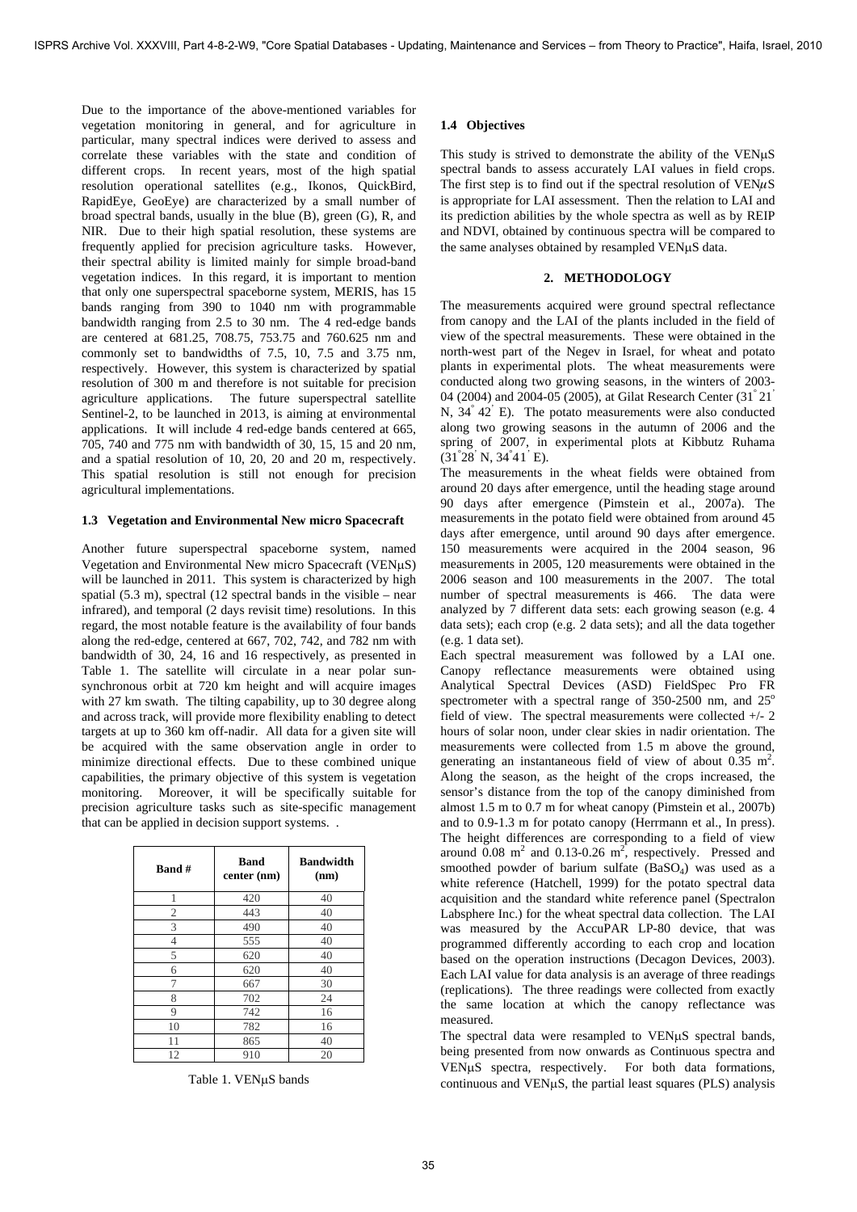Due to the importance of the above-mentioned variables for vegetation monitoring in general, and for agriculture in particular, many spectral indices were derived to assess and correlate these variables with the state and condition of different crops. In recent years, most of the high spatial resolution operational satellites (e.g., Ikonos, QuickBird, RapidEye, GeoEye) are characterized by a small number of broad spectral bands, usually in the blue (B), green (G), R, and NIR. Due to their high spatial resolution, these systems are frequently applied for precision agriculture tasks. However, their spectral ability is limited mainly for simple broad-band vegetation indices. In this regard, it is important to mention that only one superspectral spaceborne system, MERIS, has 15 bands ranging from 390 to 1040 nm with programmable bandwidth ranging from 2.5 to 30 nm. The 4 red-edge bands are centered at 681.25, 708.75, 753.75 and 760.625 nm and commonly set to bandwidths of 7.5, 10, 7.5 and 3.75 nm, respectively. However, this system is characterized by spatial resolution of 300 m and therefore is not suitable for precision agriculture applications. The future superspectral satellite Sentinel-2, to be launched in 2013, is aiming at environmental applications. It will include 4 red-edge bands centered at 665, 705, 740 and 775 nm with bandwidth of 30, 15, 15 and 20 nm, and a spatial resolution of 10, 20, 20 and 20 m, respectively. This spatial resolution is still not enough for precision agricultural implementations.

### 1.3 Vegetation and Environmental New micro Spacecraft

Another future superspectral spaceborne system, named Vegetation and Environmental New micro Spacecraft (VENμS) will be launched in 2011. This system is characterized by high spatial (5.3 m), spectral (12 spectral bands in the visible – near infrared), and temporal (2 days revisit time) resolutions. In this regard, the most notable feature is the availability of four bands along the red-edge, centered at 667, 702, 742, and 782 nm with bandwidth of 30, 24, 16 and 16 respectively, as presented in Table 1. The satellite will circulate in a near polar sun-synchronous orbit at 720 km height and will acquire images with 27 km swath. The tilting capability, up to 30 degree along and across track, will provide more flexibility enabling to detect targets at up to 360 km off-nadir. All data for a given site will be acquired with the same observation angle in order to minimize directional effects. Due to these combined unique capabilities, the primary objective of this system is vegetation monitoring. Moreover, it will be specifically suitable for precision agriculture tasks such as site-specific management that can be applied in decision support systems. .

| Band # | Band center (nm) | Bandwidth (nm) |
|---|---|---|
| 1 | 420 | 40 |
| 2 | 443 | 40 |
| 3 | 490 | 40 |
| 4 | 555 | 40 |
| 5 | 620 | 40 |
| 6 | 620 | 40 |
| 7 | 667 | 30 |
| 8 | 702 | 24 |
| 9 | 742 | 16 |
| 10 | 782 | 16 |
| 11 | 865 | 40 |
| 12 | 910 | 20 |

Table 1. VENμS bands

### 1.4 Objectives

This study is strived to demonstrate the ability of the VENμS spectral bands to assess accurately LAI values in field crops. The first step is to find out if the spectral resolution of VENμS is appropriate for LAI assessment. Then the relation to LAI and its prediction abilities by the whole spectra as well as by REIP and NDVI, obtained by continuous spectra will be compared to the same analyses obtained by resampled VENμS data.

## 2. METHODOLOGY

The measurements acquired were ground spectral reflectance from canopy and the LAI of the plants included in the field of view of the spectral measurements. These were obtained in the north-west part of the Negev in Israel, for wheat and potato plants in experimental plots. The wheat measurements were conducted along two growing seasons, in the winters of 2003-04 (2004) and 2004-05 (2005), at Gilat Research Center (31°21' N, 34° 42' E). The potato measurements were also conducted along two growing seasons in the autumn of 2006 and the spring of 2007, in experimental plots at Kibbutz Ruhama (31°28' N, 34°41' E).

The measurements in the wheat fields were obtained from around 20 days after emergence, until the heading stage around 90 days after emergence (Pimstein et al., 2007a). The measurements in the potato field were obtained from around 45 days after emergence, until around 90 days after emergence. 150 measurements were acquired in the 2004 season, 96 measurements in 2005, 120 measurements were obtained in the 2006 season and 100 measurements in the 2007. The total number of spectral measurements is 466. The data were analyzed by 7 different data sets: each growing season (e.g. 4 data sets); each crop (e.g. 2 data sets); and all the data together (e.g. 1 data set).

Each spectral measurement was followed by a LAI one. Canopy reflectance measurements were obtained using Analytical Spectral Devices (ASD) FieldSpec Pro FR spectrometer with a spectral range of 350-2500 nm, and 25° field of view. The spectral measurements were collected +/- 2 hours of solar noon, under clear skies in nadir orientation. The measurements were collected from 1.5 m above the ground, generating an instantaneous field of view of about 0.35 $m^2$. Along the season, as the height of the crops increased, the sensor's distance from the top of the canopy diminished from almost 1.5 m to 0.7 m for wheat canopy (Pimstein et al., 2007b) and to 0.9-1.3 m for potato canopy (Herrmann et al., In press). The height differences are corresponding to a field of view around 0.08 $m^2$ and 0.13-0.26 $m^2$, respectively. Pressed and smoothed powder of barium sulfate ($BaSO_4$) was used as a white reference (Hatchell, 1999) for the potato spectral data acquisition and the standard white reference panel (Spectralon Labsphere Inc.) for the wheat spectral data collection. The LAI was measured by the AccuPAR LP-80 device, that was programmed differently according to each crop and location based on the operation instructions (Decagon Devices, 2003). Each LAI value for data analysis is an average of three readings (replications). The three readings were collected from exactly the same location at which the canopy reflectance was measured.

The spectral data were resampled to VENμS spectral bands, being presented from now onwards as Continuous spectra and VENμS spectra, respectively. For both data formations, continuous and VENμS, the partial least squares (PLS) analysis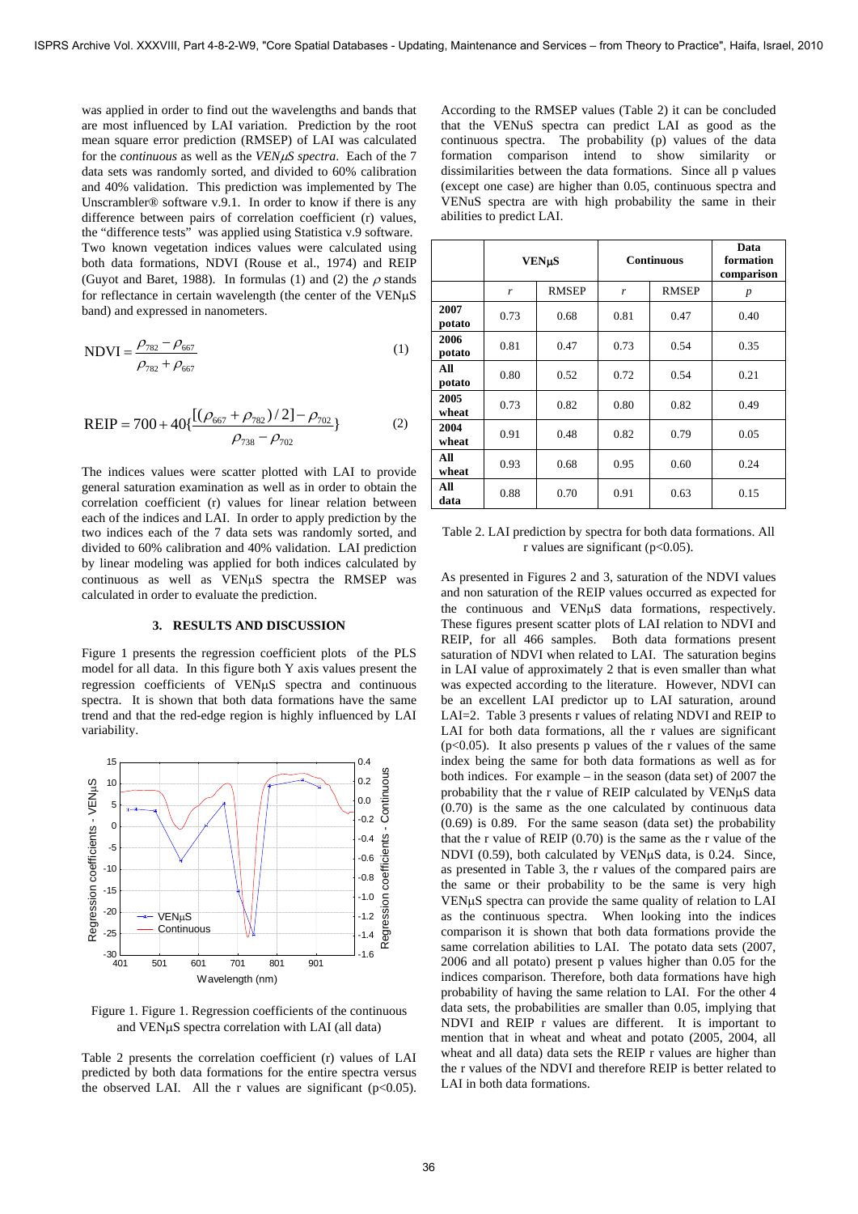was applied in order to find out the wavelengths and bands that are most influenced by LAI variation. Prediction by the root mean square error prediction (RMSEP) of LAI was calculated for the *continuous* as well as the *VENμS spectra*. Each of the 7 data sets was randomly sorted, and divided to 60% calibration and 40% validation. This prediction was implemented by The Unscrambler® software v.9.1. In order to know if there is any difference between pairs of correlation coefficient (r) values, the "difference tests" was applied using Statistica v.9 software. Two known vegetation indices values were calculated using both data formations, NDVI (Rouse et al., 1974) and REIP (Guyot and Baret, 1988). In formulas (1) and (2) the $\rho$ stands for reflectance in certain wavelength (the center of the VENμS band) and expressed in nanometers.

$$\mathrm{NDVI} = \frac{\rho_{782} - \rho_{667}}{\rho_{782} + \rho_{667}} \tag{1}$$

$$\mathrm{REIP} = 700 + 40\left\{\frac{[(\rho_{667} + \rho_{782})/2] - \rho_{702}}{\rho_{738} - \rho_{702}}\right\} \tag{2}$$

The indices values were scatter plotted with LAI to provide general saturation examination as well as in order to obtain the correlation coefficient (r) values for linear relation between each of the indices and LAI. In order to apply prediction by the two indices each of the 7 data sets was randomly sorted, and divided to 60% calibration and 40% validation. LAI prediction by linear modeling was applied for both indices calculated by continuous as well as VENμS spectra the RMSEP was calculated in order to evaluate the prediction.

## 3. RESULTS AND DISCUSSION

Figure 1 presents the regression coefficient plots of the PLS model for all data. In this figure both Y axis values present the regression coefficients of VENμS spectra and continuous spectra. It is shown that both data formations have the same trend and that the red-edge region is highly influenced by LAI variability.

Regression coefficients - VENμS
15
10
5
0
-5
-10
-15
-20
-25
-30

Regression coefficients - Continuous
0.4
0.2
0.0
-0.2
-0.4
-0.6
-0.8
-1.0
-1.2
-1.4
-1.6

VENμS
Continuous

401 501 601 701 801 901
Wavelength (nm)

Figure 1. Figure 1. Regression coefficients of the continuous and VENμS spectra correlation with LAI (all data)

Table 2 presents the correlation coefficient (r) values of LAI predicted by both data formations for the entire spectra versus the observed LAI. All the r values are significant ($p<0.05$). According to the RMSEP values (Table 2) it can be concluded that the VENuS spectra can predict LAI as good as the continuous spectra. The probability (p) values of the data formation comparison intend to show similarity or dissimilarities between the data formations. Since all p values (except one case) are higher than 0.05, continuous spectra and VENuS spectra are with high probability the same in their abilities to predict LAI.

| | VENμS | | Continuous | | Data formation comparison |
|---|---|---|---|---|---|
| | *r* | RMSEP | *r* | RMSEP | *p* |
| **2007 potato** | 0.73 | 0.68 | 0.81 | 0.47 | 0.40 |
| **2006 potato** | 0.81 | 0.47 | 0.73 | 0.54 | 0.35 |
| **All potato** | 0.80 | 0.52 | 0.72 | 0.54 | 0.21 |
| **2005 wheat** | 0.73 | 0.82 | 0.80 | 0.82 | 0.49 |
| **2004 wheat** | 0.91 | 0.48 | 0.82 | 0.79 | 0.05 |
| **All wheat** | 0.93 | 0.68 | 0.95 | 0.60 | 0.24 |
| **All data** | 0.88 | 0.70 | 0.91 | 0.63 | 0.15 |

Table 2. LAI prediction by spectra for both data formations. All r values are significant ($p<0.05$).

As presented in Figures 2 and 3, saturation of the NDVI values and non saturation of the REIP values occurred as expected for the continuous and VENμS data formations, respectively. These figures present scatter plots of LAI relation to NDVI and REIP, for all 466 samples. Both data formations present saturation of NDVI when related to LAI. The saturation begins in LAI value of approximately 2 that is even smaller than what was expected according to the literature. However, NDVI can be an excellent LAI predictor up to LAI saturation, around LAI=2. Table 3 presents r values of relating NDVI and REIP to LAI for both data formations, all the r values are significant ($p<0.05$). It also presents p values of the r values of the same index being the same for both data formations as well as for both indices. For example – in the season (data set) of 2007 the probability that the r value of REIP calculated by VENμS data (0.70) is the same as the one calculated by continuous data (0.69) is 0.89. For the same season (data set) the probability that the r value of REIP (0.70) is the same as the r value of the NDVI (0.59), both calculated by VENμS data, is 0.24. Since, as presented in Table 3, the r values of the compared pairs are the same or their probability to be the same is very high VENμS spectra can provide the same quality of relation to LAI as the continuous spectra. When looking into the indices comparison it is shown that both data formations provide the same correlation abilities to LAI. The potato data sets (2007, 2006 and all potato) present p values higher than 0.05 for the indices comparison. Therefore, both data formations have high probability of having the same relation to LAI. For the other 4 data sets, the probabilities are smaller than 0.05, implying that NDVI and REIP r values are different. It is important to mention that in wheat and wheat and potato (2005, 2004, all wheat and all data) data sets the REIP r values are higher than the r values of the NDVI and therefore REIP is better related to LAI in both data formations.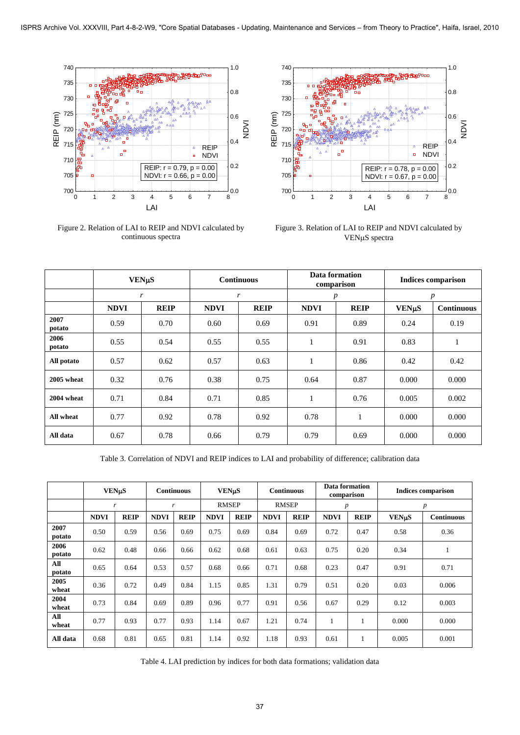740
735
730
725
720
715
710
705
700
REIP (nm)
0 1 2 3 4 5 6 7 8
LAI
1.0
0.8
0.6
0.4
0.2
0.0
NDVI
REIP
NDVI
REIP: r = 0.79, p = 0.00
NDVI: r = 0.66, p = 0.00

Figure 2. Relation of LAI to REIP and NDVI calculated by continuous spectra

740
735
730
725
720
715
710
705
700
REIP (nm)
0 1 2 3 4 5 6 7 8
LAI
1.0
0.8
0.6
0.4
0.2
0.0
NDVI
REIP
NDVI
REIP: r = 0.78, p = 0.00
NDVI: r = 0.67, p = 0.00

Figure 3. Relation of LAI to REIP and NDVI calculated by VENμS spectra

| | **VENμS** | | **Continuous** | | **Data formation comparison** | | **Indices comparison** | |
|---|---|---|---|---|---|---|---|---|
| | *r* | | *r* | | *p* | | *p* | |
| | **NDVI** | **REIP** | **NDVI** | **REIP** | **NDVI** | **REIP** | **VENμS** | **Continuous** |
| **2007 potato** | 0.59 | 0.70 | 0.60 | 0.69 | 0.91 | 0.89 | 0.24 | 0.19 |
| **2006 potato** | 0.55 | 0.54 | 0.55 | 0.55 | 1 | 0.91 | 0.83 | 1 |
| **All potato** | 0.57 | 0.62 | 0.57 | 0.63 | 1 | 0.86 | 0.42 | 0.42 |
| **2005 wheat** | 0.32 | 0.76 | 0.38 | 0.75 | 0.64 | 0.87 | 0.000 | 0.000 |
| **2004 wheat** | 0.71 | 0.84 | 0.71 | 0.85 | 1 | 0.76 | 0.005 | 0.002 |
| **All wheat** | 0.77 | 0.92 | 0.78 | 0.92 | 0.78 | 1 | 0.000 | 0.000 |
| **All data** | 0.67 | 0.78 | 0.66 | 0.79 | 0.79 | 0.69 | 0.000 | 0.000 |

Table 3. Correlation of NDVI and REIP indices to LAI and probability of difference; calibration data

| | **VENμS** | | **Continuous** | | **VENμS** | | **Continuous** | | **Data formation comparison** | | **Indices comparison** | |
|---|---|---|---|---|---|---|---|---|---|---|---|---|
| | *r* | | *r* | | RMSEP | | RMSEP | | *p* | | *p* | |
| | **NDVI** | **REIP** | **NDVI** | **REIP** | **NDVI** | **REIP** | **NDVI** | **REIP** | **NDVI** | **REIP** | **VENμS** | **Continuous** |
| **2007 potato** | 0.50 | 0.59 | 0.56 | 0.69 | 0.75 | 0.69 | 0.84 | 0.69 | 0.72 | 0.47 | 0.58 | 0.36 |
| **2006 potato** | 0.62 | 0.48 | 0.66 | 0.66 | 0.62 | 0.68 | 0.61 | 0.63 | 0.75 | 0.20 | 0.34 | 1 |
| **All potato** | 0.65 | 0.64 | 0.53 | 0.57 | 0.68 | 0.66 | 0.71 | 0.68 | 0.23 | 0.47 | 0.91 | 0.71 |
| **2005 wheat** | 0.36 | 0.72 | 0.49 | 0.84 | 1.15 | 0.85 | 1.31 | 0.79 | 0.51 | 0.20 | 0.03 | 0.006 |
| **2004 wheat** | 0.73 | 0.84 | 0.69 | 0.89 | 0.96 | 0.77 | 0.91 | 0.56 | 0.67 | 0.29 | 0.12 | 0.003 |
| **All wheat** | 0.77 | 0.93 | 0.77 | 0.93 | 1.14 | 0.67 | 1.21 | 0.74 | 1 | 1 | 0.000 | 0.000 |
| **All data** | 0.68 | 0.81 | 0.65 | 0.81 | 1.14 | 0.92 | 1.18 | 0.93 | 0.61 | 1 | 0.005 | 0.001 |

Table 4. LAI prediction by indices for both data formations; validation data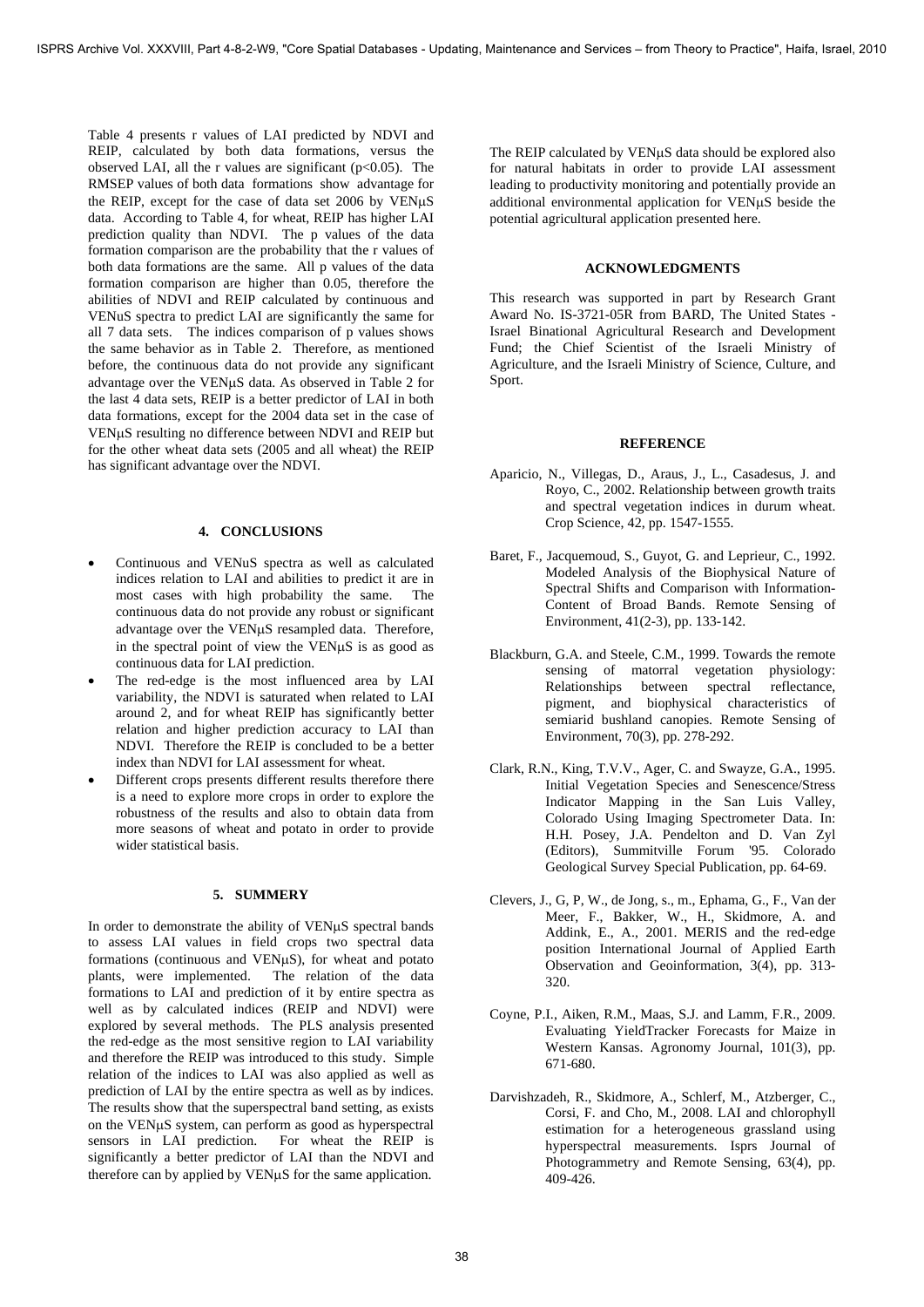Table 4 presents r values of LAI predicted by NDVI and REIP, calculated by both data formations, versus the observed LAI, all the r values are significant ($p<0.05$). The RMSEP values of both data formations show advantage for the REIP, except for the case of data set 2006 by VENμS data. According to Table 4, for wheat, REIP has higher LAI prediction quality than NDVI. The p values of the data formation comparison are the probability that the r values of both data formations are the same. All p values of the data formation comparison are higher than 0.05, therefore the abilities of NDVI and REIP calculated by continuous and VENuS spectra to predict LAI are significantly the same for all 7 data sets. The indices comparison of p values shows the same behavior as in Table 2. Therefore, as mentioned before, the continuous data do not provide any significant advantage over the VENμS data. As observed in Table 2 for the last 4 data sets, REIP is a better predictor of LAI in both data formations, except for the 2004 data set in the case of VENμS resulting no difference between NDVI and REIP but for the other wheat data sets (2005 and all wheat) the REIP has significant advantage over the NDVI.

## 4. CONCLUSIONS

- Continuous and VENuS spectra as well as calculated indices relation to LAI and abilities to predict it are in most cases with high probability the same. The continuous data do not provide any robust or significant advantage over the VENμS resampled data. Therefore, in the spectral point of view the VENμS is as good as continuous data for LAI prediction.
- The red-edge is the most influenced area by LAI variability, the NDVI is saturated when related to LAI around 2, and for wheat REIP has significantly better relation and higher prediction accuracy to LAI than NDVI. Therefore the REIP is concluded to be a better index than NDVI for LAI assessment for wheat.
- Different crops presents different results therefore there is a need to explore more crops in order to explore the robustness of the results and also to obtain data from more seasons of wheat and potato in order to provide wider statistical basis.

## 5. SUMMERY

In order to demonstrate the ability of VENμS spectral bands to assess LAI values in field crops two spectral data formations (continuous and VENμS), for wheat and potato plants, were implemented. The relation of the data formations to LAI and prediction of it by entire spectra as well as by calculated indices (REIP and NDVI) were explored by several methods. The PLS analysis presented the red-edge as the most sensitive region to LAI variability and therefore the REIP was introduced to this study. Simple relation of the indices to LAI was also applied as well as prediction of LAI by the entire spectra as well as by indices. The results show that the superspectral band setting, as exists on the VENμS system, can perform as good as hyperspectral sensors in LAI prediction. For wheat the REIP is significantly a better predictor of LAI than the NDVI and therefore can by applied by VENμS for the same application.

The REIP calculated by VENμS data should be explored also for natural habitats in order to provide LAI assessment leading to productivity monitoring and potentially provide an additional environmental application for VENμS beside the potential agricultural application presented here.

## ACKNOWLEDGMENTS

This research was supported in part by Research Grant Award No. IS-3721-05R from BARD, The United States - Israel Binational Agricultural Research and Development Fund; the Chief Scientist of the Israeli Ministry of Agriculture, and the Israeli Ministry of Science, Culture, and Sport.

## REFERENCE

Aparicio, N., Villegas, D., Araus, J., L., Casadesus, J. and Royo, C., 2002. Relationship between growth traits and spectral vegetation indices in durum wheat. Crop Science, 42, pp. 1547-1555.

Baret, F., Jacquemoud, S., Guyot, G. and Leprieur, C., 1992. Modeled Analysis of the Biophysical Nature of Spectral Shifts and Comparison with Information-Content of Broad Bands. Remote Sensing of Environment, 41(2-3), pp. 133-142.

Blackburn, G.A. and Steele, C.M., 1999. Towards the remote sensing of matorral vegetation physiology: Relationships between spectral reflectance, pigment, and biophysical characteristics of semiarid bushland canopies. Remote Sensing of Environment, 70(3), pp. 278-292.

Clark, R.N., King, T.V.V., Ager, C. and Swayze, G.A., 1995. Initial Vegetation Species and Senescence/Stress Indicator Mapping in the San Luis Valley, Colorado Using Imaging Spectrometer Data. In: H.H. Posey, J.A. Pendelton and D. Van Zyl (Editors), Summitville Forum '95. Colorado Geological Survey Special Publication, pp. 64-69.

Clevers, J., G, P, W., de Jong, s., m., Ephama, G., F., Van der Meer, F., Bakker, W., H., Skidmore, A. and Addink, E., A., 2001. MERIS and the red-edge position International Journal of Applied Earth Observation and Geoinformation, 3(4), pp. 313-320.

Coyne, P.I., Aiken, R.M., Maas, S.J. and Lamm, F.R., 2009. Evaluating YieldTracker Forecasts for Maize in Western Kansas. Agronomy Journal, 101(3), pp. 671-680.

Darvishzadeh, R., Skidmore, A., Schlerf, M., Atzberger, C., Corsi, F. and Cho, M., 2008. LAI and chlorophyll estimation for a heterogeneous grassland using hyperspectral measurements. Isprs Journal of Photogrammetry and Remote Sensing, 63(4), pp. 409-426.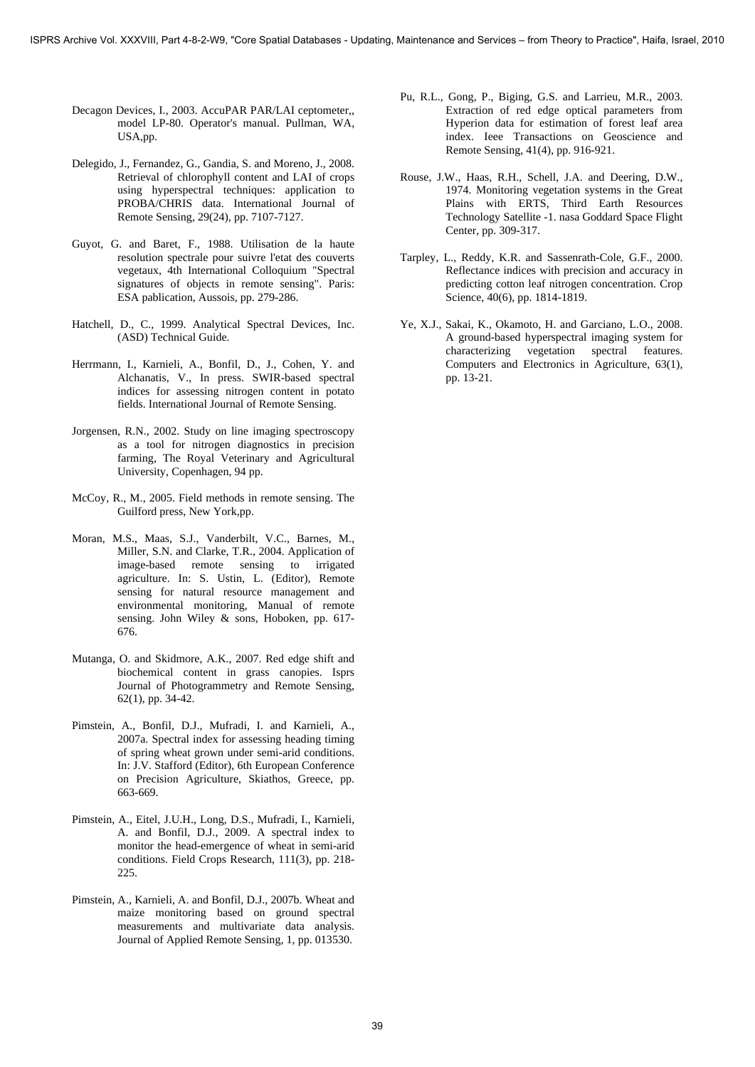Decagon Devices, I., 2003. AccuPAR PAR/LAI ceptometer,, model LP-80. Operator's manual. Pullman, WA, USA,pp.

Delegido, J., Fernandez, G., Gandia, S. and Moreno, J., 2008. Retrieval of chlorophyll content and LAI of crops using hyperspectral techniques: application to PROBA/CHRIS data. International Journal of Remote Sensing, 29(24), pp. 7107-7127.

Guyot, G. and Baret, F., 1988. Utilisation de la haute resolution spectrale pour suivre l'etat des couverts vegetaux, 4th International Colloquium "Spectral signatures of objects in remote sensing". Paris: ESA pablication, Aussois, pp. 279-286.

Hatchell, D., C., 1999. Analytical Spectral Devices, Inc. (ASD) Technical Guide.

Herrmann, I., Karnieli, A., Bonfil, D., J., Cohen, Y. and Alchanatis, V., In press. SWIR-based spectral indices for assessing nitrogen content in potato fields. International Journal of Remote Sensing.

Jorgensen, R.N., 2002. Study on line imaging spectroscopy as a tool for nitrogen diagnostics in precision farming, The Royal Veterinary and Agricultural University, Copenhagen, 94 pp.

McCoy, R., M., 2005. Field methods in remote sensing. The Guilford press, New York,pp.

Moran, M.S., Maas, S.J., Vanderbilt, V.C., Barnes, M., Miller, S.N. and Clarke, T.R., 2004. Application of image-based remote sensing to irrigated agriculture. In: S. Ustin, L. (Editor), Remote sensing for natural resource management and environmental monitoring, Manual of remote sensing. John Wiley & sons, Hoboken, pp. 617-676.

Mutanga, O. and Skidmore, A.K., 2007. Red edge shift and biochemical content in grass canopies. Isprs Journal of Photogrammetry and Remote Sensing, 62(1), pp. 34-42.

Pimstein, A., Bonfil, D.J., Mufradi, I. and Karnieli, A., 2007a. Spectral index for assessing heading timing of spring wheat grown under semi-arid conditions. In: J.V. Stafford (Editor), 6th European Conference on Precision Agriculture, Skiathos, Greece, pp. 663-669.

Pimstein, A., Eitel, J.U.H., Long, D.S., Mufradi, I., Karnieli, A. and Bonfil, D.J., 2009. A spectral index to monitor the head-emergence of wheat in semi-arid conditions. Field Crops Research, 111(3), pp. 218-225.

Pimstein, A., Karnieli, A. and Bonfil, D.J., 2007b. Wheat and maize monitoring based on ground spectral measurements and multivariate data analysis. Journal of Applied Remote Sensing, 1, pp. 013530.

Pu, R.L., Gong, P., Biging, G.S. and Larrieu, M.R., 2003. Extraction of red edge optical parameters from Hyperion data for estimation of forest leaf area index. Ieee Transactions on Geoscience and Remote Sensing, 41(4), pp. 916-921.

Rouse, J.W., Haas, R.H., Schell, J.A. and Deering, D.W., 1974. Monitoring vegetation systems in the Great Plains with ERTS, Third Earth Resources Technology Satellite -1. nasa Goddard Space Flight Center, pp. 309-317.

Tarpley, L., Reddy, K.R. and Sassenrath-Cole, G.F., 2000. Reflectance indices with precision and accuracy in predicting cotton leaf nitrogen concentration. Crop Science, 40(6), pp. 1814-1819.

Ye, X.J., Sakai, K., Okamoto, H. and Garciano, L.O., 2008. A ground-based hyperspectral imaging system for characterizing vegetation spectral features. Computers and Electronics in Agriculture, 63(1), pp. 13-21.